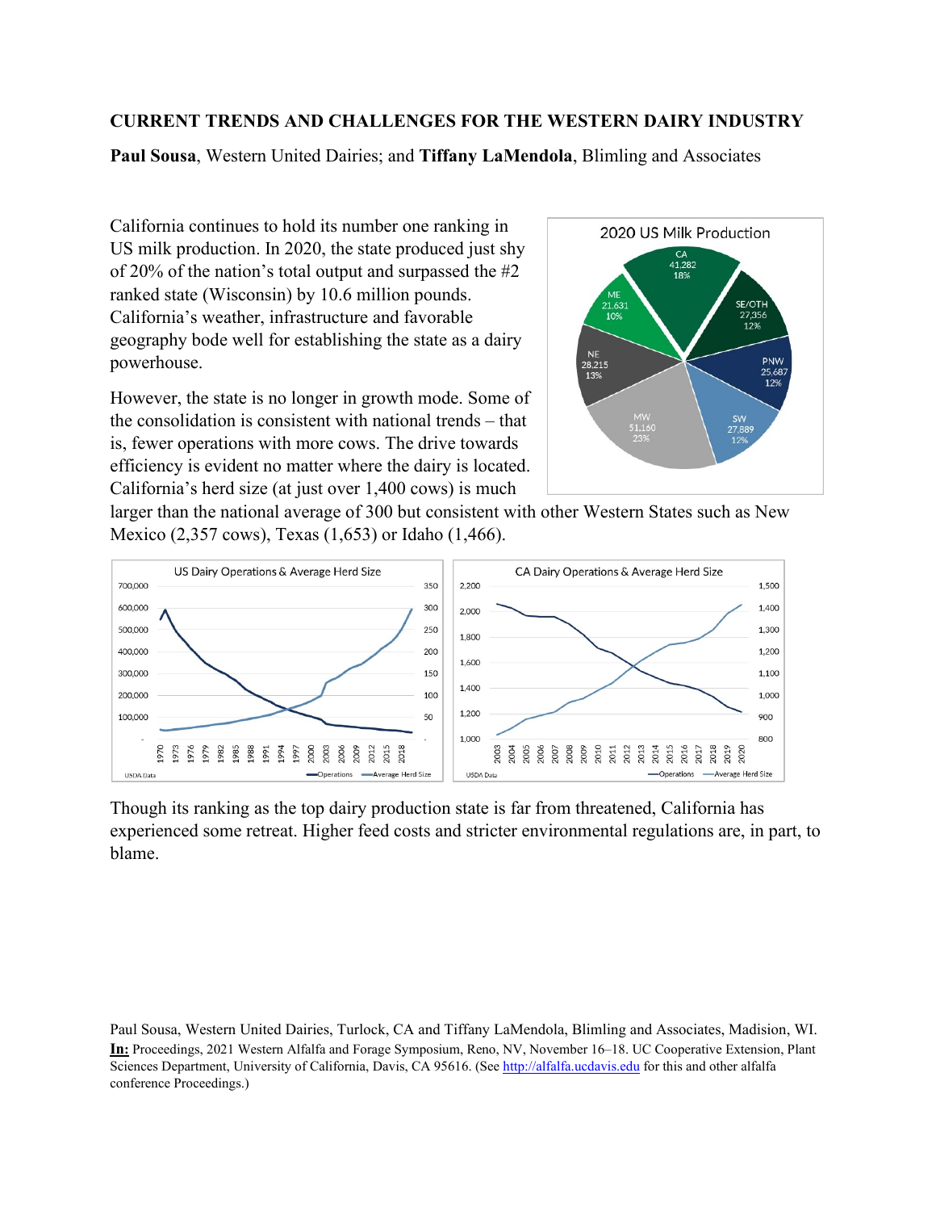# CURRENT TRENDS AND CHALLENGES FOR THE WESTERN DAIRY INDUSTRY

**Paul Sousa**, Western United Dairies; and **Tiffany LaMendola**, Blimling and Associates

California continues to hold its number one ranking in US milk production. In 2020, the state produced just shy of 20% of the nation's total output and surpassed the #2 ranked state (Wisconsin) by 10.6 million pounds. California's weather, infrastructure and favorable geography bode well for establishing the state as a dairy powerhouse.

However, the state is no longer in growth mode. Some of the consolidation is consistent with national trends – that is, fewer operations with more cows. The drive towards efficiency is evident no matter where the dairy is located. California's herd size (at just over 1,400 cows) is much larger than the national average of 300 but consistent with other Western States such as New Mexico (2,357 cows), Texas (1,653) or Idaho (1,466).

Though its ranking as the top dairy production state is far from threatened, California has experienced some retreat. Higher feed costs and stricter environmental regulations are, in part, to blame.

Paul Sousa, Western United Dairies, Turlock, CA and Tiffany LaMendola, Blimling and Associates, Madison, WI. **In:** Proceedings, 2021 Western Alfalfa and Forage Symposium, Reno, NV, November 16–18. UC Cooperative Extension, Plant Sciences Department, University of California, Davis, CA 95616. (See http://alfalfa.ucdavis.edu for this and other alfalfa conference Proceedings.)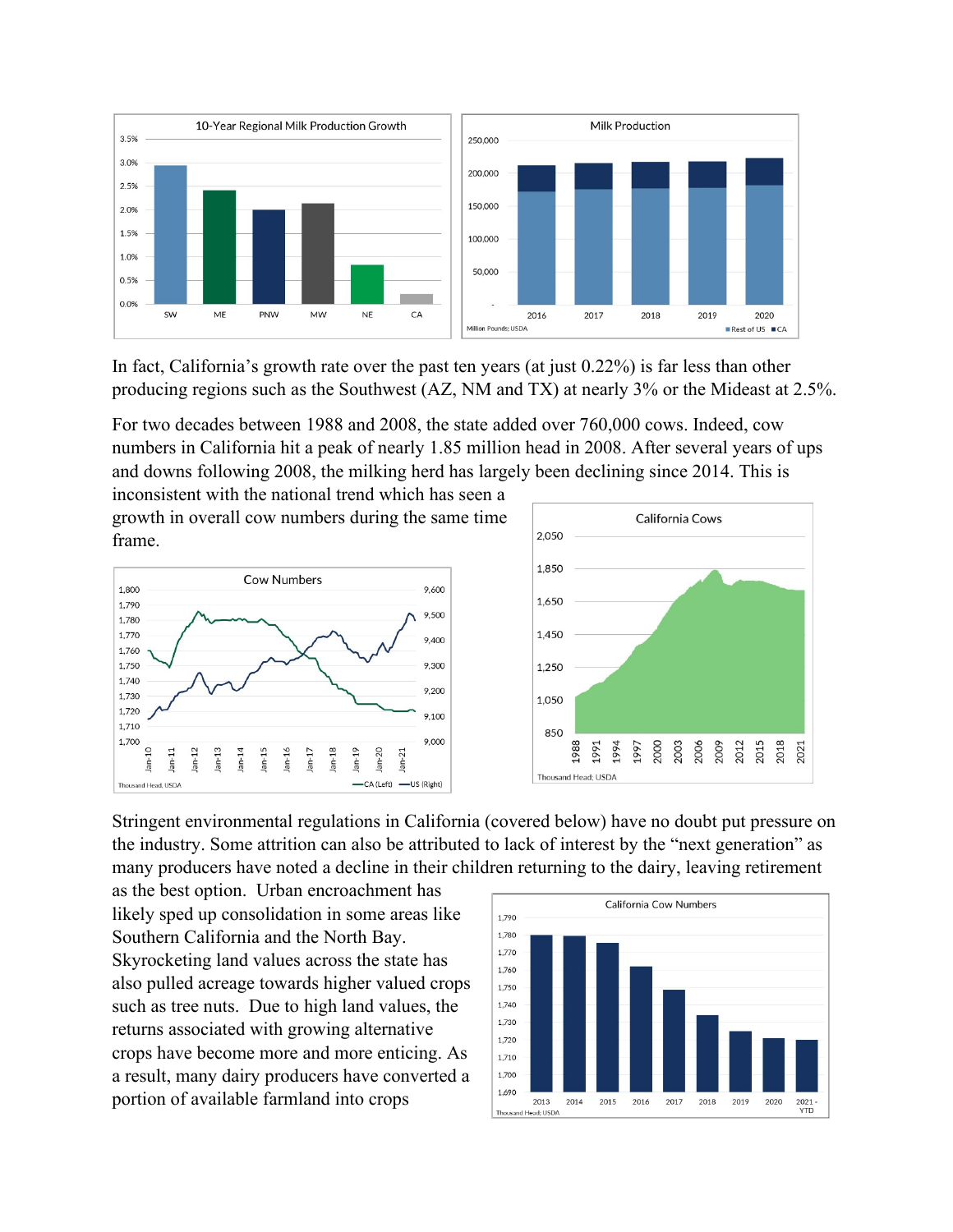In fact, California's growth rate over the past ten years (at just 0.22%) is far less than other producing regions such as the Southwest (AZ, NM and TX) at nearly 3% or the Mideast at 2.5%.

For two decades between 1988 and 2008, the state added over 760,000 cows. Indeed, cow numbers in California hit a peak of nearly 1.85 million head in 2008. After several years of ups and downs following 2008, the milking herd has largely been declining since 2014. This is inconsistent with the national trend which has seen a growth in overall cow numbers during the same time frame.

Stringent environmental regulations in California (covered below) have no doubt put pressure on the industry. Some attrition can also be attributed to lack of interest by the "next generation" as many producers have noted a decline in their children returning to the dairy, leaving retirement as the best option. Urban encroachment has likely sped up consolidation in some areas like Southern California and the North Bay. Skyrocketing land values across the state has also pulled acreage towards higher valued crops such as tree nuts. Due to high land values, the returns associated with growing alternative crops have become more and more enticing. As a result, many dairy producers have converted a portion of available farmland into crops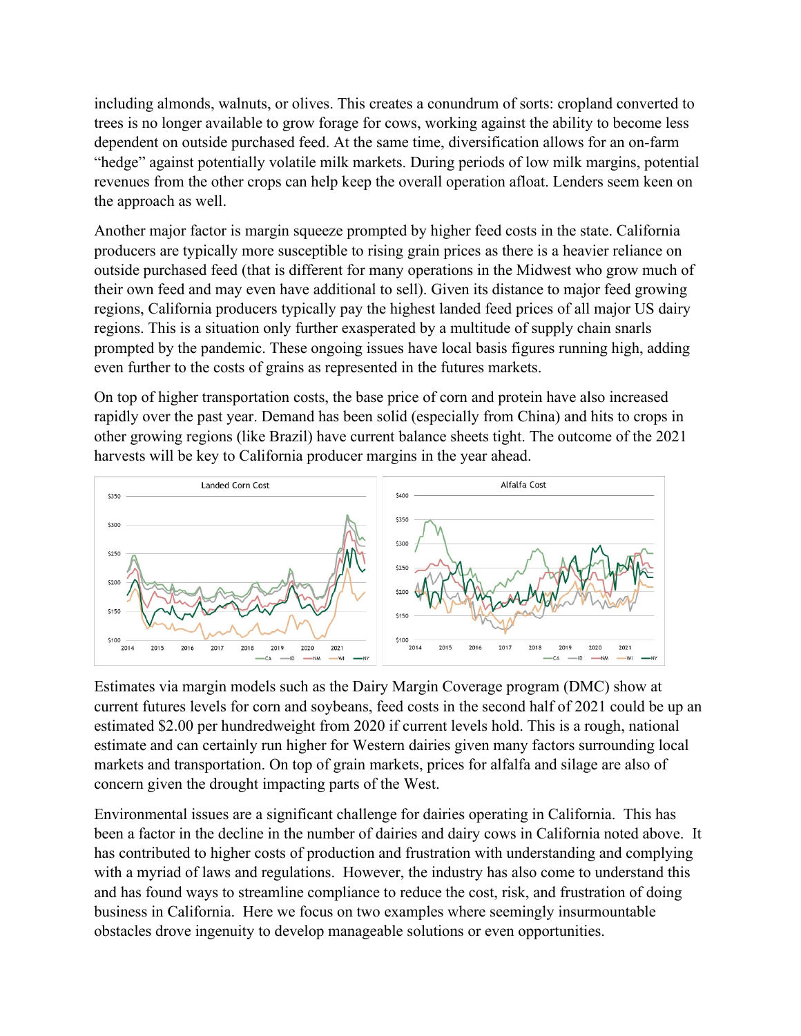including almonds, walnuts, or olives. This creates a conundrum of sorts: cropland converted to trees is no longer available to grow forage for cows, working against the ability to become less dependent on outside purchased feed. At the same time, diversification allows for an on-farm "hedge" against potentially volatile milk markets. During periods of low milk margins, potential revenues from the other crops can help keep the overall operation afloat. Lenders seem keen on the approach as well.

Another major factor is margin squeeze prompted by higher feed costs in the state. California producers are typically more susceptible to rising grain prices as there is a heavier reliance on outside purchased feed (that is different for many operations in the Midwest who grow much of their own feed and may even have additional to sell). Given its distance to major feed growing regions, California producers typically pay the highest landed feed prices of all major US dairy regions. This is a situation only further exasperated by a multitude of supply chain snarls prompted by the pandemic. These ongoing issues have local basis figures running high, adding even further to the costs of grains as represented in the futures markets.

On top of higher transportation costs, the base price of corn and protein have also increased rapidly over the past year. Demand has been solid (especially from China) and hits to crops in other growing regions (like Brazil) have current balance sheets tight. The outcome of the 2021 harvests will be key to California producer margins in the year ahead.

Estimates via margin models such as the Dairy Margin Coverage program (DMC) show at current futures levels for corn and soybeans, feed costs in the second half of 2021 could be up an estimated $2.00 per hundredweight from 2020 if current levels hold. This is a rough, national estimate and can certainly run higher for Western dairies given many factors surrounding local markets and transportation. On top of grain markets, prices for alfalfa and silage are also of concern given the drought impacting parts of the West.

Environmental issues are a significant challenge for dairies operating in California. This has been a factor in the decline in the number of dairies and dairy cows in California noted above. It has contributed to higher costs of production and frustration with understanding and complying with a myriad of laws and regulations. However, the industry has also come to understand this and has found ways to streamline compliance to reduce the cost, risk, and frustration of doing business in California. Here we focus on two examples where seemingly insurmountable obstacles drove ingenuity to develop manageable solutions or even opportunities.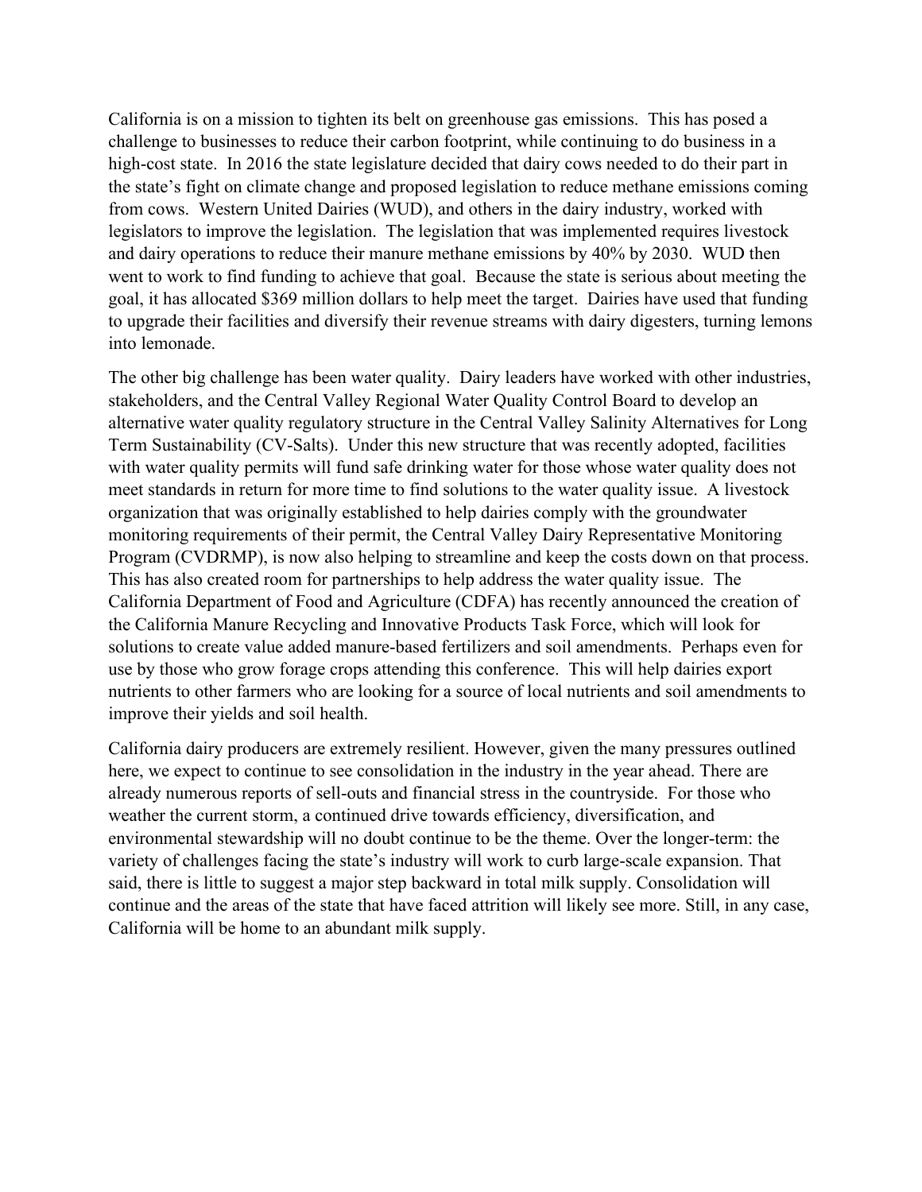California is on a mission to tighten its belt on greenhouse gas emissions. This has posed a challenge to businesses to reduce their carbon footprint, while continuing to do business in a high-cost state. In 2016 the state legislature decided that dairy cows needed to do their part in the state's fight on climate change and proposed legislation to reduce methane emissions coming from cows. Western United Dairies (WUD), and others in the dairy industry, worked with legislators to improve the legislation. The legislation that was implemented requires livestock and dairy operations to reduce their manure methane emissions by 40% by 2030. WUD then went to work to find funding to achieve that goal. Because the state is serious about meeting the goal, it has allocated $369 million dollars to help meet the target. Dairies have used that funding to upgrade their facilities and diversify their revenue streams with dairy digesters, turning lemons into lemonade.

The other big challenge has been water quality. Dairy leaders have worked with other industries, stakeholders, and the Central Valley Regional Water Quality Control Board to develop an alternative water quality regulatory structure in the Central Valley Salinity Alternatives for Long Term Sustainability (CV-Salts). Under this new structure that was recently adopted, facilities with water quality permits will fund safe drinking water for those whose water quality does not meet standards in return for more time to find solutions to the water quality issue. A livestock organization that was originally established to help dairies comply with the groundwater monitoring requirements of their permit, the Central Valley Dairy Representative Monitoring Program (CVDRMP), is now also helping to streamline and keep the costs down on that process. This has also created room for partnerships to help address the water quality issue. The California Department of Food and Agriculture (CDFA) has recently announced the creation of the California Manure Recycling and Innovative Products Task Force, which will look for solutions to create value added manure-based fertilizers and soil amendments. Perhaps even for use by those who grow forage crops attending this conference. This will help dairies export nutrients to other farmers who are looking for a source of local nutrients and soil amendments to improve their yields and soil health.

California dairy producers are extremely resilient. However, given the many pressures outlined here, we expect to continue to see consolidation in the industry in the year ahead. There are already numerous reports of sell-outs and financial stress in the countryside. For those who weather the current storm, a continued drive towards efficiency, diversification, and environmental stewardship will no doubt continue to be the theme. Over the longer-term: the variety of challenges facing the state's industry will work to curb large-scale expansion. That said, there is little to suggest a major step backward in total milk supply. Consolidation will continue and the areas of the state that have faced attrition will likely see more. Still, in any case, California will be home to an abundant milk supply.